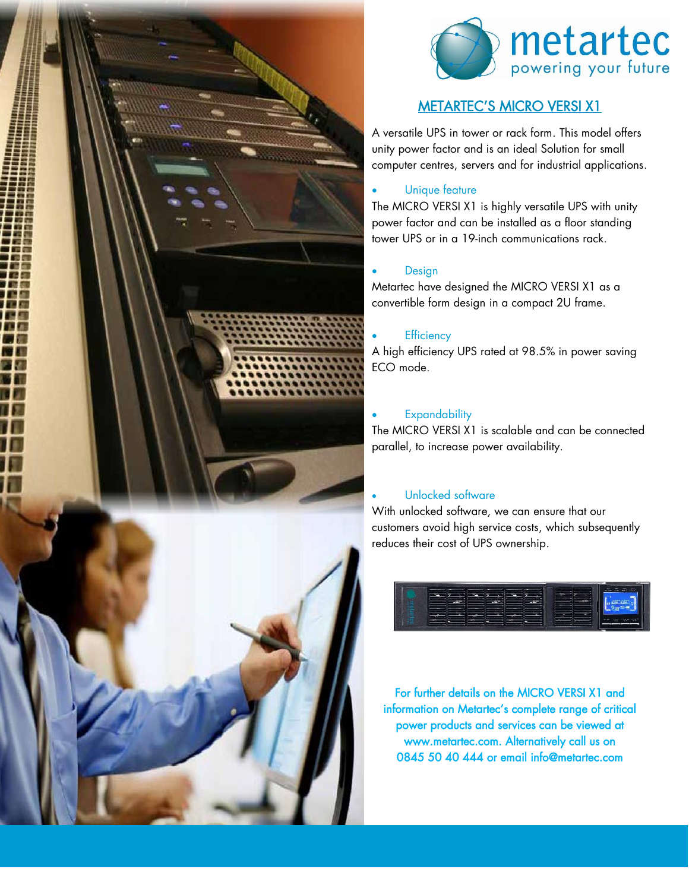metartec
powering your future

# METARTEC'S MICRO VERSI X1

A versatile UPS in tower or rack form. This model offers unity power factor and is an ideal Solution for small computer centres, servers and for industrial applications.

- Unique feature

The MICRO VERSI X1 is highly versatile UPS with unity power factor and can be installed as a floor standing tower UPS or in a 19-inch communications rack.

- Design

Metartec have designed the MICRO VERSI X1 as a convertible form design in a compact 2U frame.

- Efficiency

A high efficiency UPS rated at 98.5% in power saving ECO mode.

- Expandability

The MICRO VERSI X1 is scalable and can be connected parallel, to increase power availability.

- Unlocked software

With unlocked software, we can ensure that our customers avoid high service costs, which subsequently reduces their cost of UPS ownership.

For further details on the MICRO VERSI X1 and information on Metartec's complete range of critical power products and services can be viewed at www.metartec.com. Alternatively call us on 0845 50 40 444 or email info@metartec.com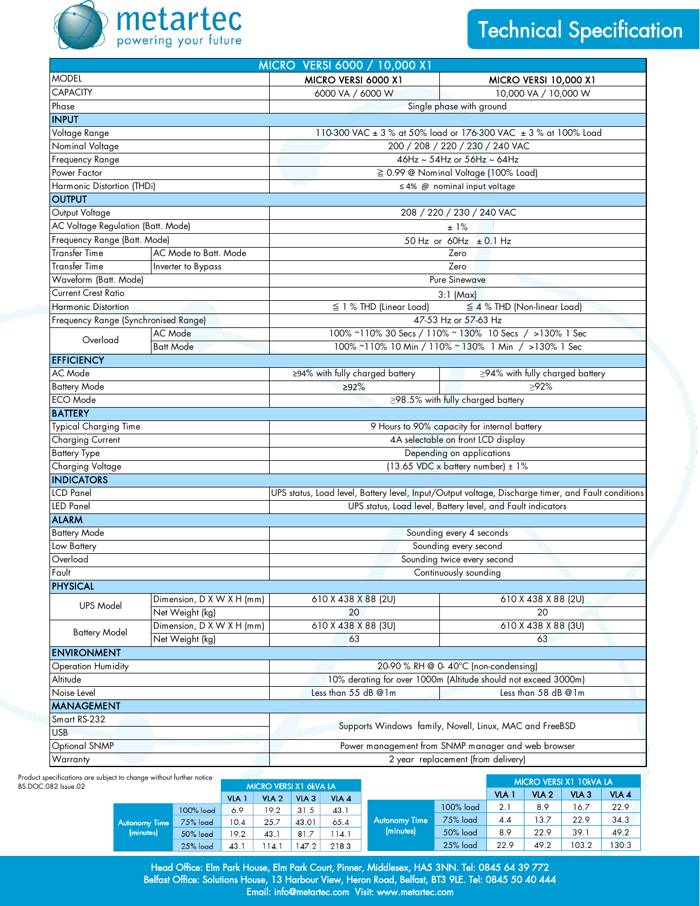metartec
powering your future

# Technical Specification

| MICRO VERSI 6000 / 10,000 X1 | | | |
|---|---|---|---|
| MODEL | | MICRO VERSI 6000 X1 | MICRO VERSI 10,000 X1 |
| CAPACITY | | 6000 VA / 6000 W | 10,000 VA / 10,000 W |
| Phase | | Single phase with ground | |
| **INPUT** | | | |
| Voltage Range | | 110-300 VAC ± 3 % at 50% load or 176-300 VAC ± 3 % at 100% Load | |
| Nominal Voltage | | 200 / 208 / 220 / 230 / 240 VAC | |
| Frequency Range | | 46Hz ~ 54Hz or 56Hz ~ 64Hz | |
| Power Factor | | ≧ 0.99 @ Nominal Voltage (100% Load) | |
| Harmonic Distortion (THDi) | | ≤ 4% @ nominal input voltage | |
| **OUTPUT** | | | |
| Output Voltage | | 208 / 220 / 230 / 240 VAC | |
| AC Voltage Regulation (Batt. Mode) | | ± 1% | |
| Frequency Range (Batt. Mode) | | 50 Hz or 60Hz ± 0.1 Hz | |
| Transfer Time | AC Mode to Batt. Mode | Zero | |
| Transfer Time | Inverter to Bypass | Zero | |
| Waveform (Batt. Mode) | | Pure Sinewave | |
| Current Crest Ratio | | 3:1 (Max) | |
| Harmonic Distortion | | ≦ 1 % THD (Linear Load) | ≦ 4 % THD (Non-linear Load) |
| Frequency Range (Synchronised Range) | | 47-53 Hz or 57-63 Hz | |
| Overload | AC Mode | 100% ~110% 30 Secs / 110% ~ 130% 10 Secs / >130% 1 Sec | |
| | Batt Mode | 100% ~110% 10 Min / 110% ~ 130% 1 Min / >130% 1 Sec | |
| **EFFICIENCY** | | | |
| AC Mode | | ≥94% with fully charged battery | ≥94% with fully charged battery |
| Battery Mode | | ≥92% | ≥92% |
| ECO Mode | | ≥98.5% with fully charged battery | |
| **BATTERY** | | | |
| Typical Charging Time | | 9 Hours to 90% capacity for internal battery | |
| Charging Current | | 4A selectable on front LCD display | |
| Battery Type | | Depending on applications | |
| Charging Voltage | | (13.65 VDC x battery number) ± 1% | |
| **INDICATORS** | | | |
| LCD Panel | | UPS status, Load level, Battery level, Input/Output voltage, Discharge timer, and Fault conditions | |
| LED Panel | | UPS status, Load level, Battery level, and Fault indicators | |
| **ALARM** | | | |
| Battery Mode | | Sounding every 4 seconds | |
| Low Battery | | Sounding every second | |
| Overload | | Sounding twice every second | |
| Fault | | Continuously sounding | |
| **PHYSICAL** | | | |
| UPS Model | Dimension, D X W X H (mm) | 610 X 438 X 88 (2U) | 610 X 438 X 88 (2U) |
| | Net Weight (kg) | 20 | 20 |
| Battery Model | Dimension, D X W X H (mm) | 610 X 438 X 88 (3U) | 610 X 438 X 88 (3U) |
| | Net Weight (kg) | 63 | 63 |
| **ENVIRONMENT** | | | |
| Operation Humidity | | 20-90 % RH @ 0- 40°C (non-condensing) | |
| Altitude | | 10% derating for over 1000m (Altitude should not exceed 3000m) | |
| Noise Level | | Less than 55 dB @1m | Less than 58 dB @1m |
| **MANAGEMENT** | | | |
| Smart RS-232 | | Supports Windows family, Novell, Linux, MAC and FreeBSD | |
| USB | | | |
| Optional SNMP | | Power management from SNMP manager and web browser | |
| Warranty | | 2 year replacement (from delivery) | |

Product specifications are subject to change without further notice
BS.DOC.082 Issue.02

| MICRO VERSI X1 6kVA LA | | VLA 1 | VLA 2 | VLA 3 | VLA 4 |
|---|---|---|---|---|---|
| Autonomy Time (minutes) | 100% load | 6.9 | 19.2 | 31.5 | 43.1 |
| | 75% load | 10.4 | 25.7 | 43.01 | 65.4 |
| | 50% load | 19.2 | 43.1 | 81.7 | 114.1 |
| | 25% load | 43.1 | 114.1 | 147.2 | 218.3 |

| MICRO VERSI X1 10kVA LA | | VLA 1 | VLA 2 | VLA 3 | VLA 4 |
|---|---|---|---|---|---|
| Autonomy Time (minutes) | 100% load | 2.1 | 8.9 | 16.7 | 22.9 |
| | 75% load | 4.4 | 13.7 | 22.9 | 34.3 |
| | 50% load | 8.9 | 22.9 | 39.1 | 49.2 |
| | 25% load | 22.9 | 49.2 | 103.2 | 130.3 |

Head Office: Elm Park House, Elm Park Court, Pinner, Middlesex, HA5 3NN. Tel: 0845 64 39 772
Belfast Office: Solutions House, 13 Harbour View, Heron Road, Belfast, BT3 9LE. Tel: 0845 50 40 444
Email: info@metartec.com Visit: www.metartec.com